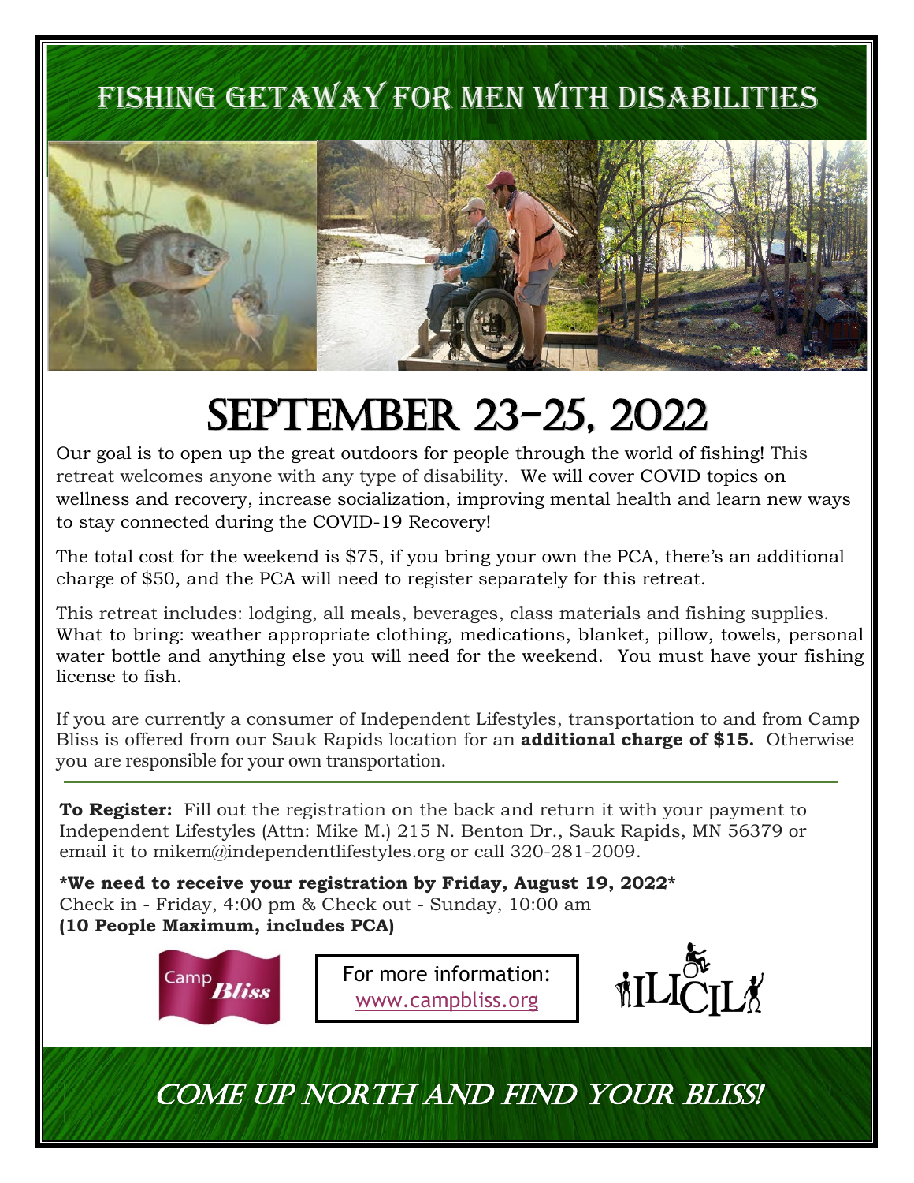# Fishing Getaway for Men with Disabilities

# September 23-25, 2022

Our goal is to open up the great outdoors for people through the world of fishing! This retreat welcomes anyone with any type of disability. We will cover COVID topics on wellness and recovery, increase socialization, improving mental health and learn new ways to stay connected during the COVID-19 Recovery!

The total cost for the weekend is $75, if you bring your own the PCA, there's an additional charge of $50, and the PCA will need to register separately for this retreat.

This retreat includes: lodging, all meals, beverages, class materials and fishing supplies. What to bring: weather appropriate clothing, medications, blanket, pillow, towels, personal water bottle and anything else you will need for the weekend. You must have your fishing license to fish.

If you are currently a consumer of Independent Lifestyles, transportation to and from Camp Bliss is offered from our Sauk Rapids location for an **additional charge of $15.** Otherwise you are responsible for your own transportation.

---

**To Register:** Fill out the registration on the back and return it with your payment to Independent Lifestyles (Attn: Mike M.) 215 N. Benton Dr., Sauk Rapids, MN 56379 or email it to mikem@independentlifestyles.org or call 320-281-2009.

**\*We need to receive your registration by Friday, August 19, 2022\***
Check in - Friday, 4:00 pm & Check out - Sunday, 10:00 am
**(10 People Maximum, includes PCA)**

Camp Bliss

For more information:
www.campbliss.org

ILICIL

## Come up North and Find Your Bliss!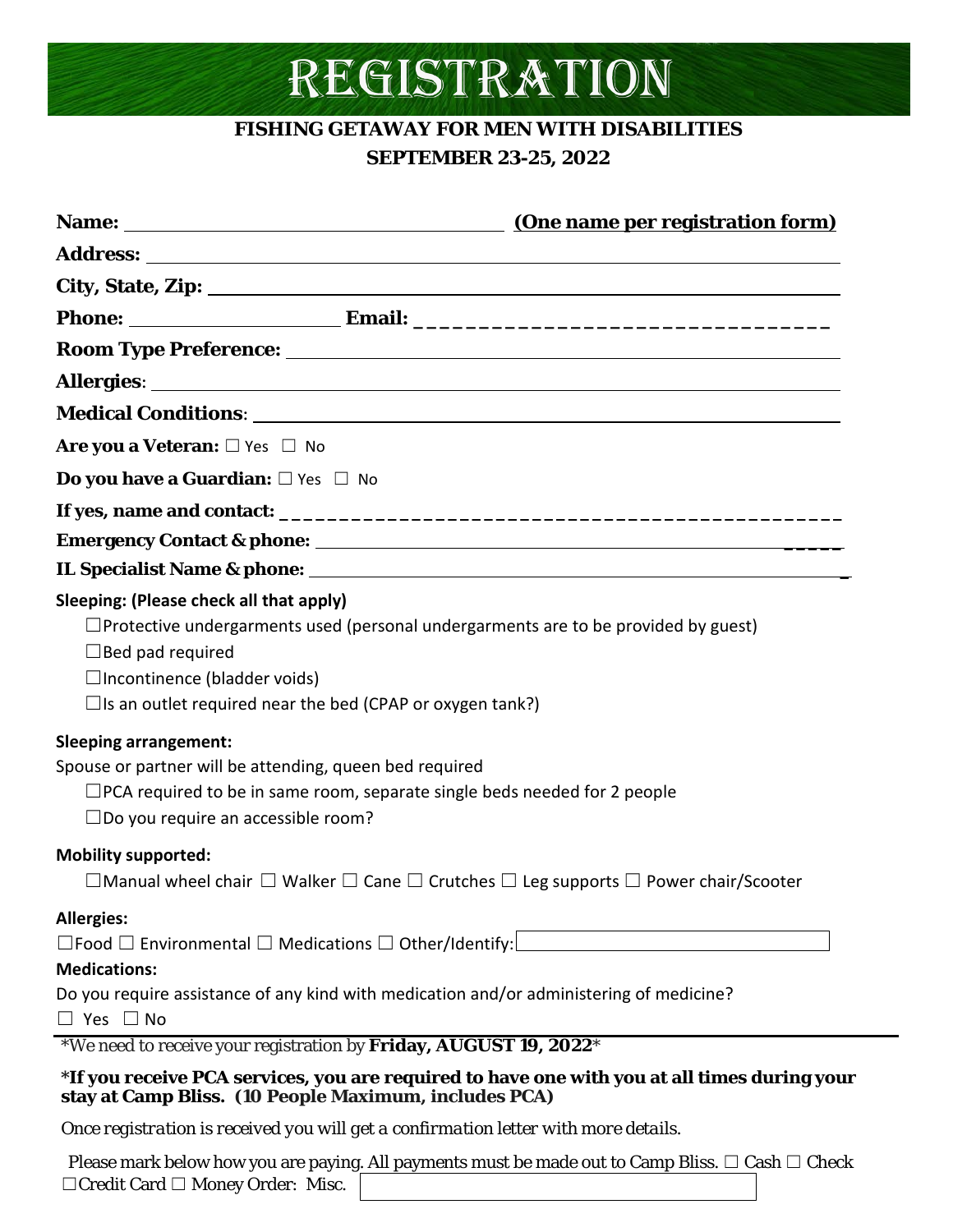# REGISTRATION

**FISHING GETAWAY FOR MEN WITH DISABILITIES**

**SEPTEMBER 23-25, 2022**

**Name:** ______________________________ **(One name per registration form)**

**Address:** ______________________________

**City, State, Zip:** ______________________________

**Phone:** ____________________ **Email:** ______________________________

**Room Type Preference:** ______________________________

**Allergies**: ______________________________

**Medical Conditions**: ______________________________

**Are you a Veteran:** ☐ Yes ☐ No

**Do you have a Guardian:** ☐ Yes ☐ No

**If yes, name and contact:** ______________________________

**Emergency Contact & phone:** ______________________________

**IL Specialist Name & phone:** ______________________________

**Sleeping: (Please check all that apply)**

☐Protective undergarments used (personal undergarments are to be provided by guest)

☐Bed pad required

☐Incontinence (bladder voids)

☐Is an outlet required near the bed (CPAP or oxygen tank?)

**Sleeping arrangement:**

Spouse or partner will be attending, queen bed required

☐PCA required to be in same room, separate single beds needed for 2 people

☐Do you require an accessible room?

**Mobility supported:**

☐Manual wheel chair ☐ Walker ☐ Cane ☐ Crutches ☐ Leg supports ☐ Power chair/Scooter

**Allergies:**

☐Food ☐ Environmental ☐ Medications ☐ Other/Identify: ____________________

**Medications:**

Do you require assistance of any kind with medication and/or administering of medicine?

☐ Yes ☐ No

*We need to receive your registration by **Friday, AUGUST 19, 2022***

***If you receive PCA services, you are required to have one with you at all times during your stay at Camp Bliss. (10 People Maximum, includes PCA)**

*Once registration is received you will get a confirmation letter with more details.*

Please mark below how you are paying. All payments must be made out to Camp Bliss. ☐ Cash ☐ Check ☐Credit Card ☐ Money Order: Misc. ____________________